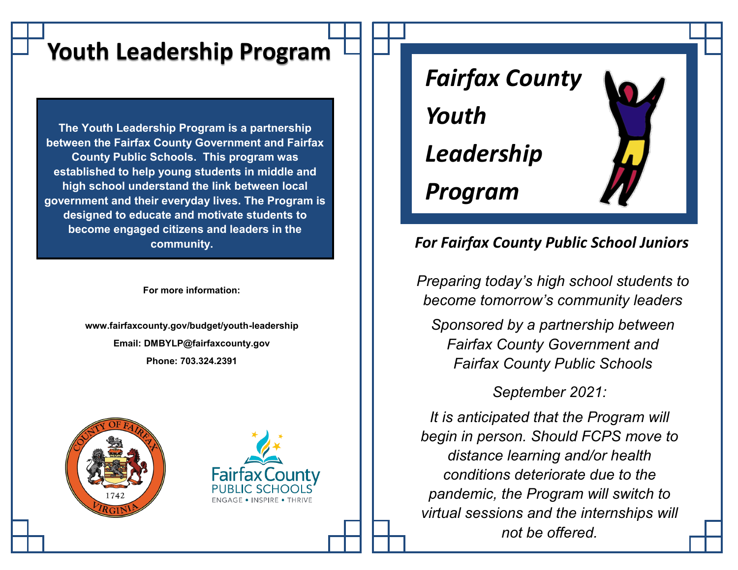# Youth Leadership Program

**The Youth Leadership Program is a partnership between the Fairfax County Government and Fairfax County Public Schools. This program was established to help young students in middle and high school understand the link between local government and their everyday lives. The Program is designed to educate and motivate students to become engaged citizens and leaders in the community.**

**For more information:**

**www.fairfaxcounty.gov/budget/youth-leadership**

**Email: DMBYLP@fairfaxcounty.gov**

**Phone: 703.324.2391**

# *Fairfax County Youth Leadership Program*

## *For Fairfax County Public School Juniors*

*Preparing today's high school students to become tomorrow's community leaders*

*Sponsored by a partnership between Fairfax County Government and Fairfax County Public Schools*

*September 2021:*

*It is anticipated that the Program will begin in person. Should FCPS move to distance learning and/or health conditions deteriorate due to the pandemic, the Program will switch to virtual sessions and the internships will not be offered.*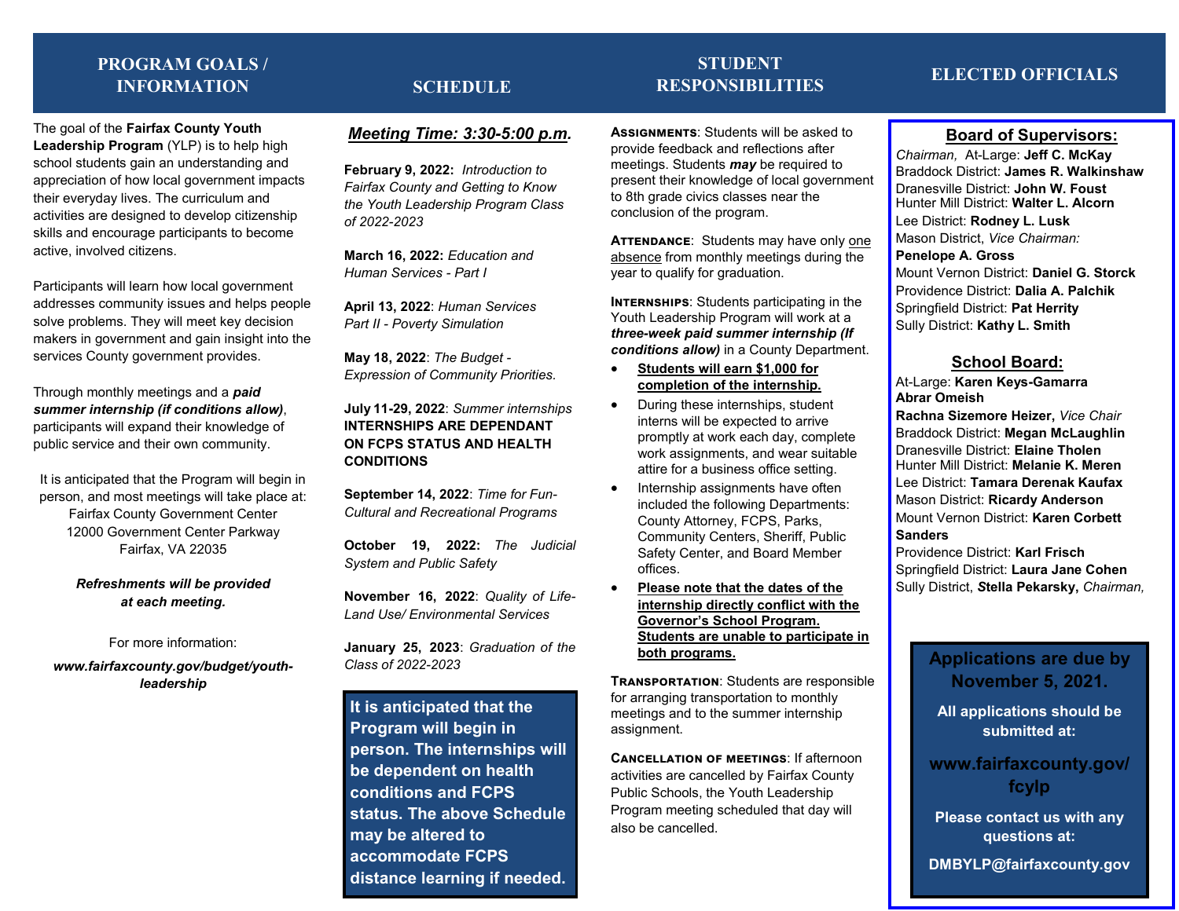## PROGRAM GOALS / INFORMATION

The goal of the **Fairfax County Youth Leadership Program** (YLP) is to help high school students gain an understanding and appreciation of how local government impacts their everyday lives. The curriculum and activities are designed to develop citizenship skills and encourage participants to become active, involved citizens.

Participants will learn how local government addresses community issues and helps people solve problems. They will meet key decision makers in government and gain insight into the services County government provides.

Through monthly meetings and a ***paid summer internship (if conditions allow)***, participants will expand their knowledge of public service and their own community.

It is anticipated that the Program will begin in person, and most meetings will take place at:
Fairfax County Government Center
12000 Government Center Parkway
Fairfax, VA 22035

***Refreshments will be provided at each meeting.***

For more information:

***www.fairfaxcounty.gov/budget/youth-leadership***

## SCHEDULE

***Meeting Time: 3:30-5:00 p.m.***

**February 9, 2022:** *Introduction to Fairfax County and Getting to Know the Youth Leadership Program Class of 2022-2023*

**March 16, 2022:** *Education and Human Services - Part I*

**April 13, 2022**: *Human Services Part II - Poverty Simulation*

**May 18, 2022**: *The Budget - Expression of Community Priorities.*

**July 11-29, 2022**: *Summer internships* **INTERNSHIPS ARE DEPENDANT ON FCPS STATUS AND HEALTH CONDITIONS**

**September 14, 2022**: *Time for Fun-Cultural and Recreational Programs*

**October 19, 2022:** *The Judicial System and Public Safety*

**November 16, 2022**: *Quality of Life-Land Use/ Environmental Services*

**January 25, 2023**: *Graduation of the Class of 2022-2023*

**It is anticipated that the Program will begin in person. The internships will be dependent on health conditions and FCPS status. The above Schedule may be altered to accommodate FCPS distance learning if needed.**

## STUDENT RESPONSIBILITIES

**Assignments**: Students will be asked to provide feedback and reflections after meetings. Students ***may*** be required to present their knowledge of local government to 8th grade civics classes near the conclusion of the program.

**Attendance**: Students may have only one absence from monthly meetings during the year to qualify for graduation.

**Internships**: Students participating in the Youth Leadership Program will work at a ***three-week paid summer internship (If conditions allow)*** in a County Department.

- **Students will earn $1,000 for completion of the internship.**
- During these internships, student interns will be expected to arrive promptly at work each day, complete work assignments, and wear suitable attire for a business office setting.
- Internship assignments have often included the following Departments: County Attorney, FCPS, Parks, Community Centers, Sheriff, Public Safety Center, and Board Member offices.
- **Please note that the dates of the internship directly conflict with the Governor's School Program. Students are unable to participate in both programs.**

**Transportation**: Students are responsible for arranging transportation to monthly meetings and to the summer internship assignment.

**Cancellation of meetings**: If afternoon activities are cancelled by Fairfax County Public Schools, the Youth Leadership Program meeting scheduled that day will also be cancelled.

## ELECTED OFFICIALS

### Board of Supervisors:

*Chairman,* At-Large: **Jeff C. McKay**
Braddock District: **James R. Walkinshaw**
Dranesville District: **John W. Foust**
Hunter Mill District: **Walter L. Alcorn**
Lee District: **Rodney L. Lusk**
Mason District, *Vice Chairman:* **Penelope A. Gross**
Mount Vernon District: **Daniel G. Storck**
Providence District: **Dalia A. Palchik**
Springfield District: **Pat Herrity**
Sully District: **Kathy L. Smith**

### School Board:

At-Large: **Karen Keys-Gamarra**
**Abrar Omeish**
**Rachna Sizemore Heizer,** *Vice Chair*
Braddock District: **Megan McLaughlin**
Dranesville District: **Elaine Tholen**
Hunter Mill District: **Melanie K. Meren**
Lee District: **Tamara Derenak Kaufax**
Mason District: **Ricardy Anderson**
Mount Vernon District: **Karen Corbett Sanders**
Providence District: **Karl Frisch**
Springfield District: **Laura Jane Cohen**
Sully District, **Stella Pekarsky,** *Chairman,*

**Applications are due by November 5, 2021.**

**All applications should be submitted at:**

**www.fairfaxcounty.gov/fcylp**

**Please contact us with any questions at:**

**DMBYLP@fairfaxcounty.gov**